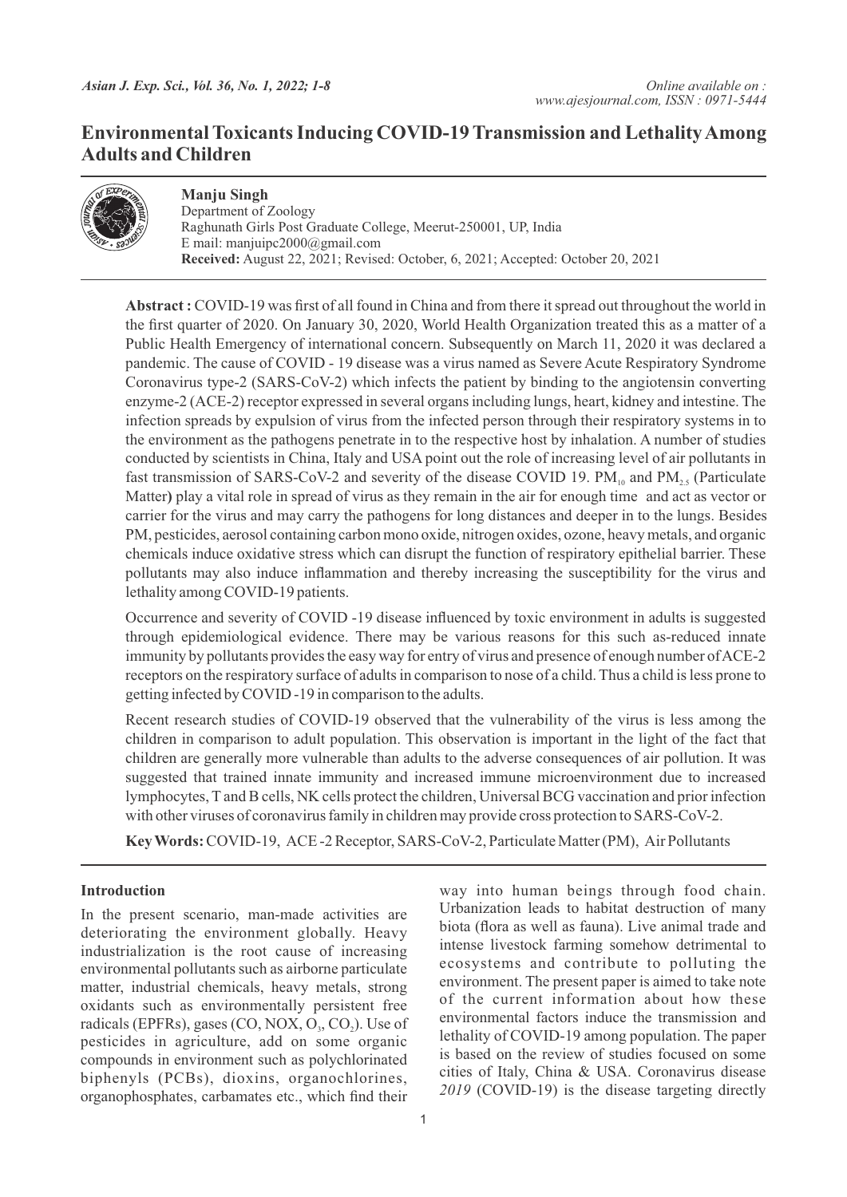# Environmental Toxicants Inducing COVID-19 Transmission and Lethality Among Adults and Children

**Manju Singh**
Department of Zoology
Raghunath Girls Post Graduate College, Meerut-250001, UP, India
E mail: manjuipc2000@gmail.com
**Received:** August 22, 2021; Revised: October, 6, 2021; Accepted: October 20, 2021

**Abstract :** COVID-19 was first of all found in China and from there it spread out throughout the world in the first quarter of 2020. On January 30, 2020, World Health Organization treated this as a matter of a Public Health Emergency of international concern. Subsequently on March 11, 2020 it was declared a pandemic. The cause of COVID - 19 disease was a virus named as Severe Acute Respiratory Syndrome Coronavirus type-2 (SARS-CoV-2) which infects the patient by binding to the angiotensin converting enzyme-2 (ACE-2) receptor expressed in several organs including lungs, heart, kidney and intestine. The infection spreads by expulsion of virus from the infected person through their respiratory systems in to the environment as the pathogens penetrate in to the respective host by inhalation. A number of studies conducted by scientists in China, Italy and USA point out the role of increasing level of air pollutants in fast transmission of SARS-CoV-2 and severity of the disease COVID 19. $PM_{10}$ and $PM_{2.5}$ (Particulate Matter**)** play a vital role in spread of virus as they remain in the air for enough time and act as vector or carrier for the virus and may carry the pathogens for long distances and deeper in to the lungs. Besides PM, pesticides, aerosol containing carbon mono oxide, nitrogen oxides, ozone, heavy metals, and organic chemicals induce oxidative stress which can disrupt the function of respiratory epithelial barrier. These pollutants may also induce inflammation and thereby increasing the susceptibility for the virus and lethality among COVID-19 patients.

Occurrence and severity of COVID -19 disease influenced by toxic environment in adults is suggested through epidemiological evidence. There may be various reasons for this such as-reduced innate immunity by pollutants provides the easy way for entry of virus and presence of enough number of ACE-2 receptors on the respiratory surface of adults in comparison to nose of a child. Thus a child is less prone to getting infected by COVID -19 in comparison to the adults.

Recent research studies of COVID-19 observed that the vulnerability of the virus is less among the children in comparison to adult population. This observation is important in the light of the fact that children are generally more vulnerable than adults to the adverse consequences of air pollution. It was suggested that trained innate immunity and increased immune microenvironment due to increased lymphocytes, T and B cells, NK cells protect the children, Universal BCG vaccination and prior infection with other viruses of coronavirus family in children may provide cross protection to SARS-CoV-2.

**Key Words:** COVID-19, ACE -2 Receptor, SARS-CoV-2, Particulate Matter (PM), Air Pollutants

## Introduction

In the present scenario, man-made activities are deteriorating the environment globally. Heavy industrialization is the root cause of increasing environmental pollutants such as airborne particulate matter, industrial chemicals, heavy metals, strong oxidants such as environmentally persistent free radicals (EPFRs), gases (CO, NOX, $O_3$, $CO_2$). Use of pesticides in agriculture, add on some organic compounds in environment such as polychlorinated biphenyls (PCBs), dioxins, organochlorines, organophosphates, carbamates etc., which find their way into human beings through food chain. Urbanization leads to habitat destruction of many biota (flora as well as fauna). Live animal trade and intense livestock farming somehow detrimental to ecosystems and contribute to polluting the environment. The present paper is aimed to take note of the current information about how these environmental factors induce the transmission and lethality of COVID-19 among population. The paper is based on the review of studies focused on some cities of Italy, China & USA. Coronavirus disease *2019* (COVID-19) is the disease targeting directly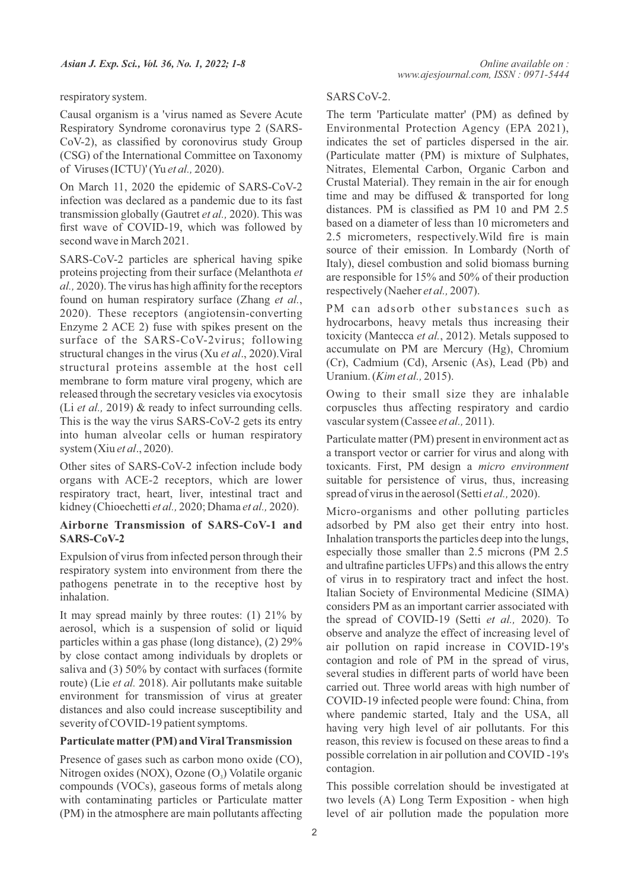respiratory system.

Causal organism is a 'virus named as Severe Acute Respiratory Syndrome coronavirus type 2 (SARS-CoV-2), as classified by coronovirus study Group (CSG) of the International Committee on Taxonomy of Viruses (ICTU)' (Yu *et al.,* 2020).

On March 11, 2020 the epidemic of SARS-CoV-2 infection was declared as a pandemic due to its fast transmission globally (Gautret *et al.,* 2020). This was first wave of COVID-19, which was followed by second wave in March 2021.

SARS-CoV-2 particles are spherical having spike proteins projecting from their surface (Melanthota *et al.,* 2020). The virus has high affinity for the receptors found on human respiratory surface (Zhang *et al.*, 2020). These receptors (angiotensin-converting Enzyme 2 ACE 2) fuse with spikes present on the surface of the SARS-CoV-2virus; following structural changes in the virus (Xu *et al*., 2020).Viral structural proteins assemble at the host cell membrane to form mature viral progeny, which are released through the secretary vesicles via exocytosis (Li *et al.,* 2019) & ready to infect surrounding cells. This is the way the virus SARS-CoV-2 gets its entry into human alveolar cells or human respiratory system (Xiu *et al*., 2020).

Other sites of SARS-CoV-2 infection include body organs with ACE-2 receptors, which are lower respiratory tract, heart, liver, intestinal tract and kidney (Chioechetti *et al.,* 2020; Dhama *et al.,* 2020).

### Airborne Transmission of SARS-CoV-1 and SARS-CoV-2

Expulsion of virus from infected person through their respiratory system into environment from there the pathogens penetrate in to the receptive host by inhalation.

It may spread mainly by three routes: (1) 21% by aerosol, which is a suspension of solid or liquid particles within a gas phase (long distance), (2) 29% by close contact among individuals by droplets or saliva and (3) 50% by contact with surfaces (formite route) (Lie *et al.* 2018). Air pollutants make suitable environment for transmission of virus at greater distances and also could increase susceptibility and severity of COVID-19 patient symptoms.

### Particulate matter (PM) and Viral Transmission

Presence of gases such as carbon mono oxide (CO), Nitrogen oxides (NOX), Ozone ($O_3$) Volatile organic compounds (VOCs), gaseous forms of metals along with contaminating particles or Particulate matter (PM) in the atmosphere are main pollutants affecting SARS CoV-2.

The term 'Particulate matter' (PM) as defined by Environmental Protection Agency (EPA 2021), indicates the set of particles dispersed in the air. (Particulate matter (PM) is mixture of Sulphates, Nitrates, Elemental Carbon, Organic Carbon and Crustal Material). They remain in the air for enough time and may be diffused & transported for long distances. PM is classified as PM 10 and PM 2.5 based on a diameter of less than 10 micrometers and 2.5 micrometers, respectively.Wild fire is main source of their emission. In Lombardy (North of Italy), diesel combustion and solid biomass burning are responsible for 15% and 50% of their production respectively (Naeher *et al.,* 2007).

PM can adsorb other substances such as hydrocarbons, heavy metals thus increasing their toxicity (Mantecca *et al.*, 2012). Metals supposed to accumulate on PM are Mercury (Hg), Chromium (Cr), Cadmium (Cd), Arsenic (As), Lead (Pb) and Uranium. (*Kim et al.,* 2015).

Owing to their small size they are inhalable corpuscles thus affecting respiratory and cardio vascular system (Cassee *et al.,* 2011).

Particulate matter (PM) present in environment act as a transport vector or carrier for virus and along with toxicants. First, PM design a *micro environment* suitable for persistence of virus, thus, increasing spread of virus in the aerosol (Setti *et al.,* 2020).

Micro-organisms and other polluting particles adsorbed by PM also get their entry into host. Inhalation transports the particles deep into the lungs, especially those smaller than 2.5 microns (PM 2.5 and ultrafine particles UFPs) and this allows the entry of virus in to respiratory tract and infect the host. Italian Society of Environmental Medicine (SIMA) considers PM as an important carrier associated with the spread of COVID-19 (Setti *et al.,* 2020). To observe and analyze the effect of increasing level of air pollution on rapid increase in COVID-19's contagion and role of PM in the spread of virus, several studies in different parts of world have been carried out. Three world areas with high number of COVID-19 infected people were found: China, from where pandemic started, Italy and the USA, all having very high level of air pollutants. For this reason, this review is focused on these areas to find a possible correlation in air pollution and COVID -19's contagion.

This possible correlation should be investigated at two levels (A) Long Term Exposition - when high level of air pollution made the population more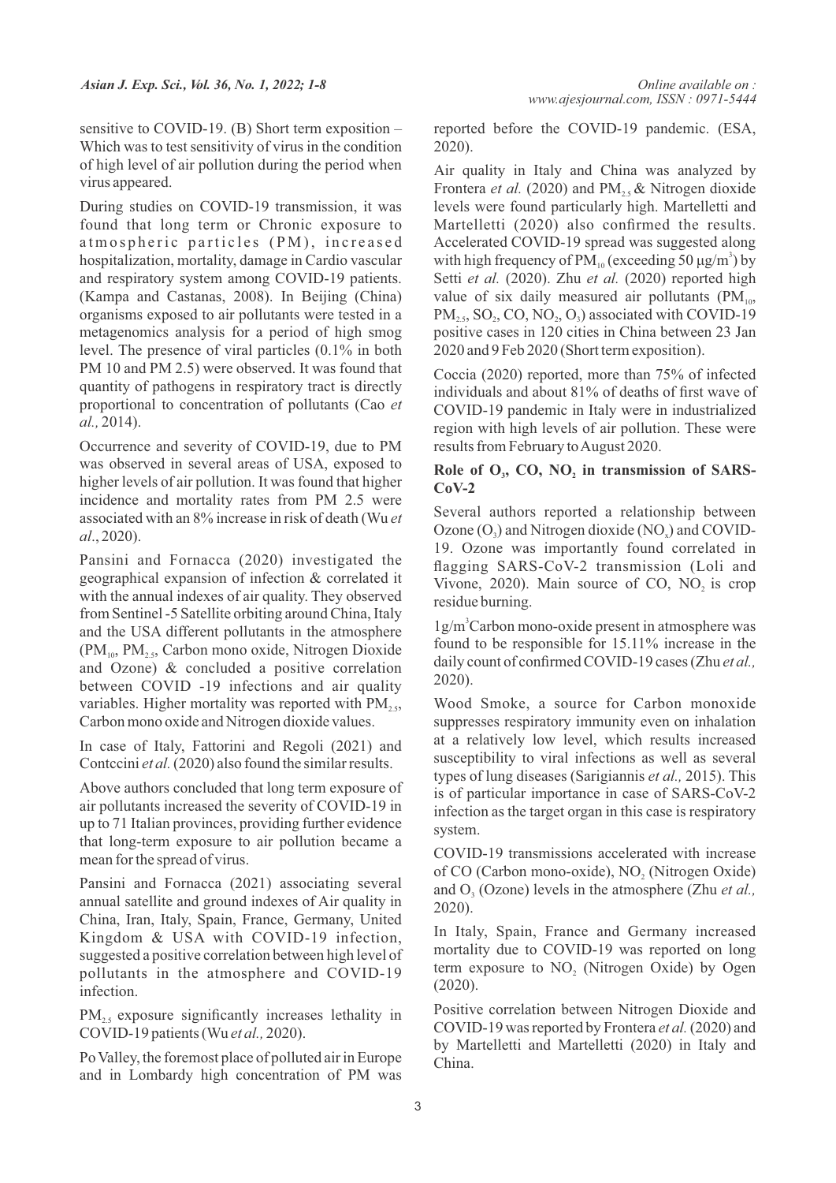sensitive to COVID-19. (B) Short term exposition – Which was to test sensitivity of virus in the condition of high level of air pollution during the period when virus appeared.

During studies on COVID-19 transmission, it was found that long term or Chronic exposure to atmospheric particles (PM), increased hospitalization, mortality, damage in Cardio vascular and respiratory system among COVID-19 patients. (Kampa and Castanas, 2008). In Beijing (China) organisms exposed to air pollutants were tested in a metagenomics analysis for a period of high smog level. The presence of viral particles (0.1% in both PM 10 and PM 2.5) were observed. It was found that quantity of pathogens in respiratory tract is directly proportional to concentration of pollutants (Cao *et al.,* 2014).

Occurrence and severity of COVID-19, due to PM was observed in several areas of USA, exposed to higher levels of air pollution. It was found that higher incidence and mortality rates from PM 2.5 were associated with an 8% increase in risk of death (Wu *et al*., 2020).

Pansini and Fornacca (2020) investigated the geographical expansion of infection & correlated it with the annual indexes of air quality. They observed from Sentinel -5 Satellite orbiting around China, Italy and the USA different pollutants in the atmosphere ($PM_{10}$, $PM_{2.5}$, Carbon mono oxide, Nitrogen Dioxide and Ozone) & concluded a positive correlation between COVID -19 infections and air quality variables. Higher mortality was reported with $PM_{2.5}$, Carbon mono oxide and Nitrogen dioxide values.

In case of Italy, Fattorini and Regoli (2021) and Contccini *et al.* (2020) also found the similar results.

Above authors concluded that long term exposure of air pollutants increased the severity of COVID-19 in up to 71 Italian provinces, providing further evidence that long-term exposure to air pollution became a mean for the spread of virus.

Pansini and Fornacca (2021) associating several annual satellite and ground indexes of Air quality in China, Iran, Italy, Spain, France, Germany, United Kingdom & USA with COVID-19 infection, suggested a positive correlation between high level of pollutants in the atmosphere and COVID-19 infection.

$PM_{2.5}$ exposure significantly increases lethality in COVID-19 patients (Wu *et al.,* 2020).

Po Valley, the foremost place of polluted air in Europe and in Lombardy high concentration of PM was reported before the COVID-19 pandemic. (ESA, 2020).

Air quality in Italy and China was analyzed by Frontera *et al.* (2020) and $PM_{2.5}$ & Nitrogen dioxide levels were found particularly high. Martelletti and Martelletti (2020) also confirmed the results. Accelerated COVID-19 spread was suggested along with high frequency of $PM_{10}$ (exceeding 50 $\mu g/m^3$) by Setti *et al.* (2020). Zhu *et al.* (2020) reported high value of six daily measured air pollutants ($PM_{10}$, $PM_{2.5}$, $SO_2$, $CO$, $NO_2$, $O_3$) associated with COVID-19 positive cases in 120 cities in China between 23 Jan 2020 and 9 Feb 2020 (Short term exposition).

Coccia (2020) reported, more than 75% of infected individuals and about 81% of deaths of first wave of COVID-19 pandemic in Italy were in industrialized region with high levels of air pollution. These were results from February to August 2020.

## Role of $O_3$, CO, $NO_2$ in transmission of SARS-CoV-2

Several authors reported a relationship between Ozone ($O_3$) and Nitrogen dioxide ($NO_x$) and COVID-19. Ozone was importantly found correlated in flagging SARS-CoV-2 transmission (Loli and Vivone, 2020). Main source of CO, $NO_2$ is crop residue burning.

1g/$m^3$ Carbon mono-oxide present in atmosphere was found to be responsible for 15.11% increase in the daily count of confirmed COVID-19 cases (Zhu *et al.,* 2020).

Wood Smoke, a source for Carbon monoxide suppresses respiratory immunity even on inhalation at a relatively low level, which results increased susceptibility to viral infections as well as several types of lung diseases (Sarigiannis *et al.,* 2015). This is of particular importance in case of SARS-CoV-2 infection as the target organ in this case is respiratory system.

COVID-19 transmissions accelerated with increase of CO (Carbon mono-oxide), $NO_2$ (Nitrogen Oxide) and $O_3$ (Ozone) levels in the atmosphere (Zhu *et al.,* 2020).

In Italy, Spain, France and Germany increased mortality due to COVID-19 was reported on long term exposure to $NO_2$ (Nitrogen Oxide) by Ogen (2020).

Positive correlation between Nitrogen Dioxide and COVID-19 was reported by Frontera *et al.* (2020) and by Martelletti and Martelletti (2020) in Italy and China.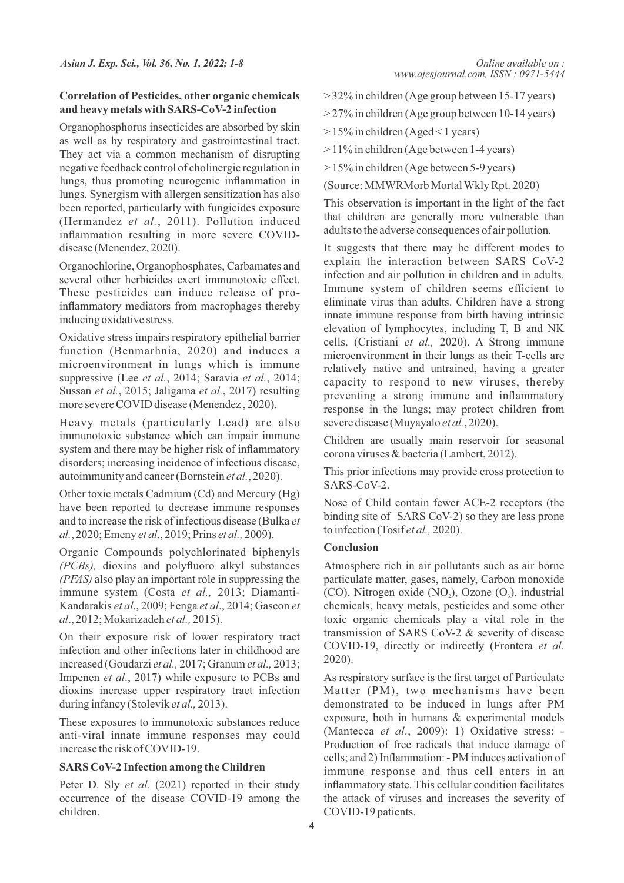### Correlation of Pesticides, other organic chemicals and heavy metals with SARS-CoV-2 infection

Organophosphorus insecticides are absorbed by skin as well as by respiratory and gastrointestinal tract. They act via a common mechanism of disrupting negative feedback control of cholinergic regulation in lungs, thus promoting neurogenic inflammation in lungs. Synergism with allergen sensitization has also been reported, particularly with fungicides exposure (Hermandez *et al.*, 2011). Pollution induced inflammation resulting in more severe COVID-disease (Menendez, 2020).

Organochlorine, Organophosphates, Carbamates and several other herbicides exert immunotoxic effect. These pesticides can induce release of pro-inflammatory mediators from macrophages thereby inducing oxidative stress.

Oxidative stress impairs respiratory epithelial barrier function (Benmarhnia, 2020) and induces a microenvironment in lungs which is immune suppressive (Lee *et al.*, 2014; Saravia *et al.*, 2014; Sussan *et al.*, 2015; Jaligama *et al.*, 2017) resulting more severe COVID disease (Menendez , 2020).

Heavy metals (particularly Lead) are also immunotoxic substance which can impair immune system and there may be higher risk of inflammatory disorders; increasing incidence of infectious disease, autoimmunity and cancer (Bornstein *et al.*, 2020).

Other toxic metals Cadmium (Cd) and Mercury (Hg) have been reported to decrease immune responses and to increase the risk of infectious disease (Bulka *et al.*, 2020; Emeny *et al*., 2019; Prins *et al.,* 2009).

Organic Compounds polychlorinated biphenyls *(PCBs),* dioxins and polyfluoro alkyl substances *(PFAS)* also play an important role in suppressing the immune system (Costa *et al.,* 2013; Diamanti-Kandarakis *et al*., 2009; Fenga *et al*., 2014; Gascon *et al*., 2012; Mokarizadeh *et al.,* 2015).

On their exposure risk of lower respiratory tract infection and other infections later in childhood are increased (Goudarzi *et al.,* 2017; Granum *et al.,* 2013; Impenen *et al*., 2017) while exposure to PCBs and dioxins increase upper respiratory tract infection during infancy (Stolevik *et al.,* 2013).

These exposures to immunotoxic substances reduce anti-viral innate immune responses may could increase the risk of COVID-19.

### SARS CoV-2 Infection among the Children

Peter D. Sly *et al.* (2021) reported in their study occurrence of the disease COVID-19 among the children.

> 32% in children (Age group between 15-17 years)

> 27% in children (Age group between 10-14 years)

> 15% in children (Aged < 1 years)

> 11% in children (Age between 1-4 years)

> 15% in children (Age between 5-9 years)

(Source: MMWRMorb Mortal Wkly Rpt. 2020)

This observation is important in the light of the fact that children are generally more vulnerable than adults to the adverse consequences of air pollution.

It suggests that there may be different modes to explain the interaction between SARS CoV-2 infection and air pollution in children and in adults. Immune system of children seems efficient to eliminate virus than adults. Children have a strong innate immune response from birth having intrinsic elevation of lymphocytes, including T, B and NK cells. (Cristiani *et al.,* 2020). A Strong immune microenvironment in their lungs as their T-cells are relatively native and untrained, having a greater capacity to respond to new viruses, thereby preventing a strong immune and inflammatory response in the lungs; may protect children from severe disease (Muyayalo *et al.*, 2020).

Children are usually main reservoir for seasonal corona viruses & bacteria (Lambert, 2012).

This prior infections may provide cross protection to SARS-CoV-2.

Nose of Child contain fewer ACE-2 receptors (the binding site of SARS CoV-2) so they are less prone to infection (Tosif *et al.,* 2020).

### Conclusion

Atmosphere rich in air pollutants such as air borne particulate matter, gases, namely, Carbon monoxide (CO), Nitrogen oxide ($NO_2$), Ozone ($O_3$), industrial chemicals, heavy metals, pesticides and some other toxic organic chemicals play a vital role in the transmission of SARS CoV-2 & severity of disease COVID-19, directly or indirectly (Frontera *et al.* 2020).

As respiratory surface is the first target of Particulate Matter (PM), two mechanisms have been demonstrated to be induced in lungs after PM exposure, both in humans & experimental models (Mantecca *et al*., 2009): 1) Oxidative stress: - Production of free radicals that induce damage of cells; and 2) Inflammation: - PM induces activation of immune response and thus cell enters in an inflammatory state. This cellular condition facilitates the attack of viruses and increases the severity of COVID-19 patients.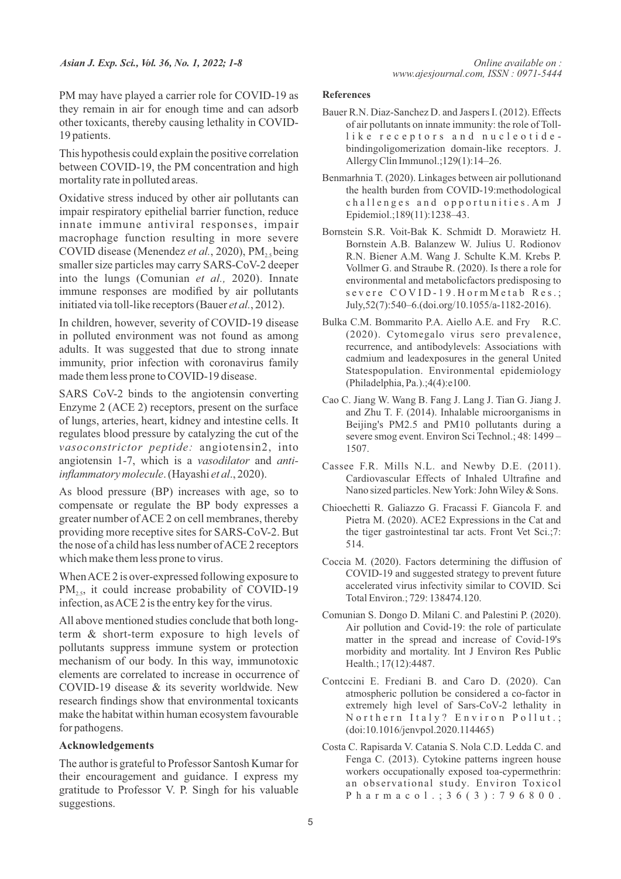PM may have played a carrier role for COVID-19 as they remain in air for enough time and can adsorb other toxicants, thereby causing lethality in COVID-19 patients.

This hypothesis could explain the positive correlation between COVID-19, the PM concentration and high mortality rate in polluted areas.

Oxidative stress induced by other air pollutants can impair respiratory epithelial barrier function, reduce innate immune antiviral responses, impair macrophage function resulting in more severe COVID disease (Menendez *et al.*, 2020), $PM_{2.5}$ being smaller size particles may carry SARS-CoV-2 deeper into the lungs (Comunian *et al.,* 2020). Innate immune responses are modified by air pollutants initiated via toll-like receptors (Bauer *et al.*, 2012).

In children, however, severity of COVID-19 disease in polluted environment was not found as among adults. It was suggested that due to strong innate immunity, prior infection with coronavirus family made them less prone to COVID-19 disease.

SARS CoV-2 binds to the angiotensin converting Enzyme 2 (ACE 2) receptors, present on the surface of lungs, arteries, heart, kidney and intestine cells. It regulates blood pressure by catalyzing the cut of the *vasoconstrictor peptide:* angiotensin2, into angiotensin 1-7, which is a *vasodilator* and *anti-inflammatory molecule*. (Hayashi *et al*., 2020).

As blood pressure (BP) increases with age, so to compensate or regulate the BP body expresses a greater number of ACE 2 on cell membranes, thereby providing more receptive sites for SARS-CoV-2. But the nose of a child has less number of ACE 2 receptors which make them less prone to virus.

When ACE 2 is over-expressed following exposure to $PM_{2.5}$, it could increase probability of COVID-19 infection, as ACE 2 is the entry key for the virus.

All above mentioned studies conclude that both long-term & short-term exposure to high levels of pollutants suppress immune system or protection mechanism of our body. In this way, immunotoxic elements are correlated to increase in occurrence of COVID-19 disease & its severity worldwide. New research findings show that environmental toxicants make the habitat within human ecosystem favourable for pathogens.

## Acknowledgements

The author is grateful to Professor Santosh Kumar for their encouragement and guidance. I express my gratitude to Professor V. P. Singh for his valuable suggestions.

## References

Bauer R.N. Diaz-Sanchez D. and Jaspers I. (2012). Effects of air pollutants on innate immunity: the role of Toll-like receptors and nucleotide-bindingoligomerization domain-like receptors. J. Allergy Clin Immunol.;129(1):14–26.

Benmarhnia T. (2020). Linkages between air pollutionand the health burden from COVID-19:methodological challenges and opportunities.Am J Epidemiol.;189(11):1238–43.

Bornstein S.R. Voit-Bak K. Schmidt D. Morawietz H. Bornstein A.B. Balanzew W. Julius U. Rodionov R.N. Biener A.M. Wang J. Schulte K.M. Krebs P. Vollmer G. and Straube R. (2020). Is there a role for environmental and metabolicfactors predisposing to severe COVID-19.HormMetab Res.; July,52(7):540–6.(doi.org/10.1055/a-1182-2016).

Bulka C.M. Bommarito P.A. Aiello A.E. and Fry R.C. (2020). Cytomegalo virus sero prevalence, recurrence, and antibodylevels: Associations with cadmium and leadexposures in the general United Statespopulation. Environmental epidemiology (Philadelphia, Pa.).;4(4):e100.

Cao C. Jiang W. Wang B. Fang J. Lang J. Tian G. Jiang J. and Zhu T. F. (2014). Inhalable microorganisms in Beijing's PM2.5 and PM10 pollutants during a severe smog event. Environ Sci Technol.; 48: 1499 – 1507.

Cassee F.R. Mills N.L. and Newby D.E. (2011). Cardiovascular Effects of Inhaled Ultrafine and Nano sized particles. New York: John Wiley & Sons.

Chioechetti R. Galiazzo G. Fracassi F. Giancola F. and Pietra M. (2020). ACE2 Expressions in the Cat and the tiger gastrointestinal tar acts. Front Vet Sci.;7: 514.

Coccia M. (2020). Factors determining the diffusion of COVID-19 and suggested strategy to prevent future accelerated virus infectivity similar to COVID. Sci Total Environ.; 729: 138474.120.

Comunian S. Dongo D. Milani C. and Palestini P. (2020). Air pollution and Covid-19: the role of particulate matter in the spread and increase of Covid-19's morbidity and mortality. Int J Environ Res Public Health.; 17(12):4487.

Contccini E. Frediani B. and Caro D. (2020). Can atmospheric pollution be considered a co-factor in extremely high level of Sars-CoV-2 lethality in Northern Italy? Environ Pollut.; (doi:10.1016/jenvpol.2020.114465)

Costa C. Rapisarda V. Catania S. Nola C.D. Ledda C. and Fenga C. (2013). Cytokine patterns ingreen house workers occupationally exposed toa-cypermethrin: an observational study. Environ Toxicol Pharmacol.;36(3):796800.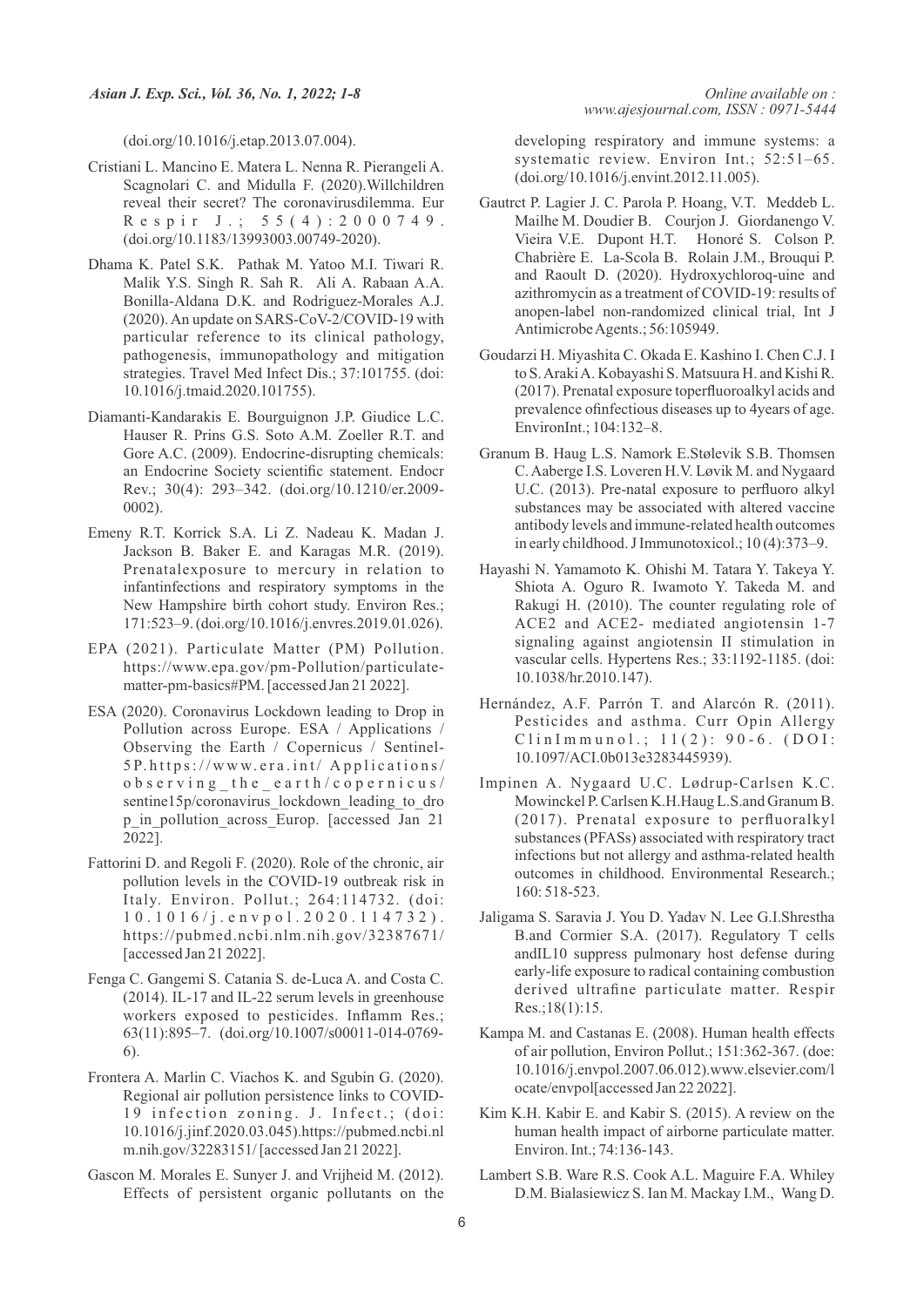(doi.org/10.1016/j.etap.2013.07.004).

Cristiani L. Mancino E. Matera L. Nenna R. Pierangeli A. Scagnolari C. and Midulla F. (2020).Willchildren reveal their secret? The coronavirusdilemma. Eur Respir J.; 55(4):2000749. (doi.org/10.1183/13993003.00749-2020).

Dhama K. Patel S.K. Pathak M. Yatoo M.I. Tiwari R. Malik Y.S. Singh R. Sah R. Ali A. Rabaan A.A. Bonilla-Aldana D.K. and Rodriguez-Morales A.J. (2020). An update on SARS-CoV-2/COVID-19 with particular reference to its clinical pathology, pathogenesis, immunopathology and mitigation strategies. Travel Med Infect Dis.; 37:101755. (doi: 10.1016/j.tmaid.2020.101755).

Diamanti-Kandarakis E. Bourguignon J.P. Giudice L.C. Hauser R. Prins G.S. Soto A.M. Zoeller R.T. and Gore A.C. (2009). Endocrine-disrupting chemicals: an Endocrine Society scientific statement. Endocr Rev.; 30(4): 293–342. (doi.org/10.1210/er.2009-0002).

Emeny R.T. Korrick S.A. Li Z. Nadeau K. Madan J. Jackson B. Baker E. and Karagas M.R. (2019). Prenatalexposure to mercury in relation to infantinfections and respiratory symptoms in the New Hampshire birth cohort study. Environ Res.; 171:523–9. (doi.org/10.1016/j.envres.2019.01.026).

EPA (2021). Particulate Matter (PM) Pollution. https://www.epa.gov/pm-Pollution/particulate-matter-pm-basics#PM. [accessed Jan 21 2022].

ESA (2020). Coronavirus Lockdown leading to Drop in Pollution across Europe. ESA / Applications / Observing the Earth / Copernicus / Sentinel-5P.https://www.era.int/ Applications/ observing_the_earth/copernicus/ sentine15p/coronavirus_lockdown_leading_to_drop_in_pollution_across_Europ. [accessed Jan 21 2022].

Fattorini D. and Regoli F. (2020). Role of the chronic, air pollution levels in the COVID-19 outbreak risk in Italy. Environ. Pollut.; 264:114732. (doi: 10.1016/j.envpol.2020.114732). https://pubmed.ncbi.nlm.nih.gov/32387671/ [accessed Jan 21 2022].

Fenga C. Gangemi S. Catania S. de-Luca A. and Costa C. (2014). IL-17 and IL-22 serum levels in greenhouse workers exposed to pesticides. Inflamm Res.; 63(11):895–7. (doi.org/10.1007/s00011-014-0769-6).

Frontera A. Marlin C. Viachos K. and Sgubin G. (2020). Regional air pollution persistence links to COVID-19 infection zoning. J. Infect.; (doi: 10.1016/j.jinf.2020.03.045).https://pubmed.ncbi.nlm.nih.gov/32283151/ [accessed Jan 21 2022].

Gascon M. Morales E. Sunyer J. and Vrijheid M. (2012). Effects of persistent organic pollutants on the developing respiratory and immune systems: a systematic review. Environ Int.; 52:51–65. (doi.org/10.1016/j.envint.2012.11.005).

Gautrct P. Lagier J. C. Parola P. Hoang, V.T. Meddeb L. Mailhe M. Doudier B. Courjon J. Giordanengo V. Vieira V.E. Dupont H.T. Honoré S. Colson P. Chabrière E. La-Scola B. Rolain J.M., Brouqui P. and Raoult D. (2020). Hydroxychloroq-uine and azithromycin as a treatment of COVID-19: results of anopen-label non-randomized clinical trial, Int J Antimicrobe Agents.; 56:105949.

Goudarzi H. Miyashita C. Okada E. Kashino I. Chen C.J. Ito S. Araki A. Kobayashi S. Matsuura H. and Kishi R. (2017). Prenatal exposure toperfluoroalkyl acids and prevalence ofinfectious diseases up to 4years of age. EnvironInt.; 104:132–8.

Granum B. Haug L.S. Namork E.Stølevik S.B. Thomsen C. Aaberge I.S. Loveren H.V. Løvik M. and Nygaard U.C. (2013). Pre-natal exposure to perfluoro alkyl substances may be associated with altered vaccine antibody levels and immune-related health outcomes in early childhood. J Immunotoxicol.; 10 (4):373–9.

Hayashi N. Yamamoto K. Ohishi M. Tatara Y. Takeya Y. Shiota A. Oguro R. Iwamoto Y. Takeda M. and Rakugi H. (2010). The counter regulating role of ACE2 and ACE2- mediated angiotensin 1-7 signaling against angiotensin II stimulation in vascular cells. Hypertens Res.; 33:1192-1185. (doi: 10.1038/hr.2010.147).

Hernández, A.F. Parrón T. and Alarcón R. (2011). Pesticides and asthma. Curr Opin Allergy ClinImmunol.; 11(2): 90-6. (DOI: 10.1097/ACI.0b013e3283445939).

Impinen A. Nygaard U.C. Lødrup-Carlsen K.C. Mowinckel P. Carlsen K.H.Haug L.S.and Granum B. (2017). Prenatal exposure to perfluoralkyl substances (PFASs) associated with respiratory tract infections but not allergy and asthma-related health outcomes in childhood. Environmental Research.; 160: 518-523.

Jaligama S. Saravia J. You D. Yadav N. Lee G.I.Shrestha B.and Cormier S.A. (2017). Regulatory T cells andIL10 suppress pulmonary host defense during early-life exposure to radical containing combustion derived ultrafine particulate matter. Respir Res.;18(1):15.

Kampa M. and Castanas E. (2008). Human health effects of air pollution, Environ Pollut.; 151:362-367. (doe: 10.1016/j.envpol.2007.06.012).www.elsevier.com/locate/envpol[accessed Jan 22 2022].

Kim K.H. Kabir E. and Kabir S. (2015). A review on the human health impact of airborne particulate matter. Environ. Int.; 74:136-143.

Lambert S.B. Ware R.S. Cook A.L. Maguire F.A. Whiley D.M. Bialasiewicz S. Ian M. Mackay I.M., Wang D.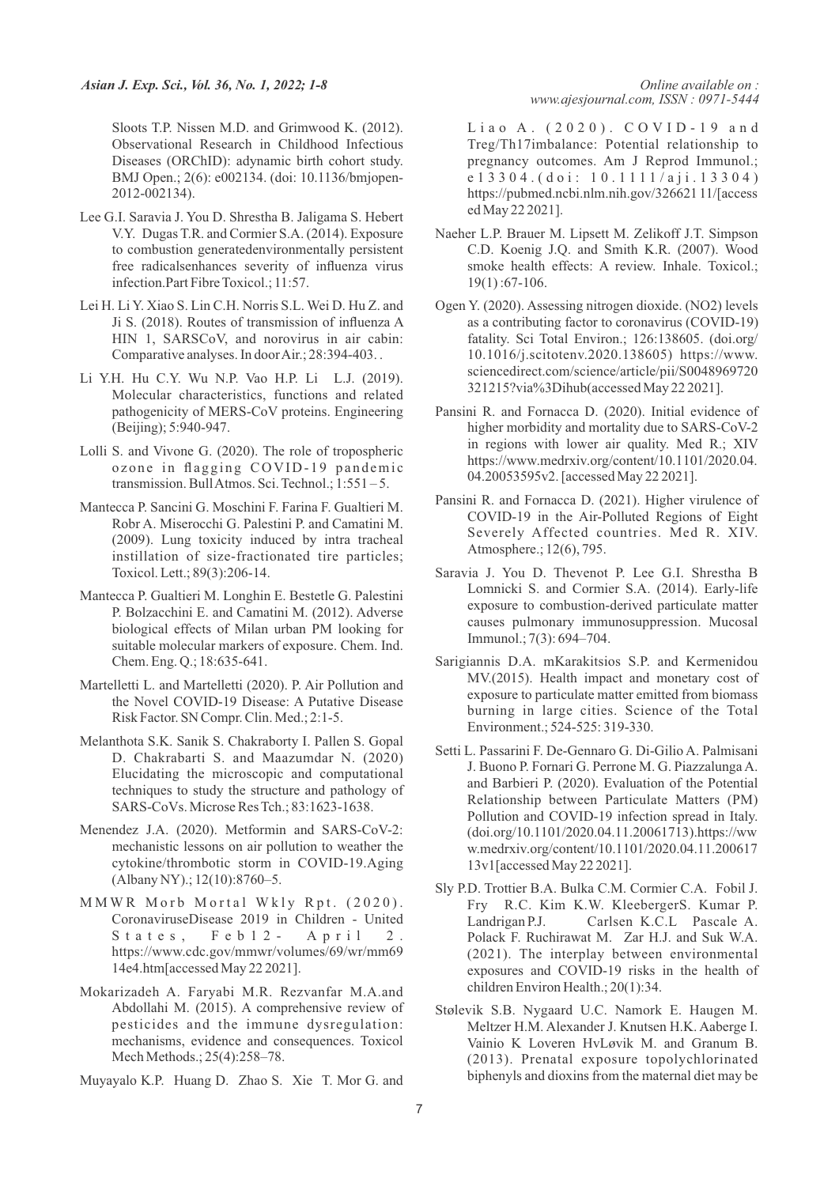Sloots T.P. Nissen M.D. and Grimwood K. (2012). Observational Research in Childhood Infectious Diseases (ORChID): adynamic birth cohort study. BMJ Open.; 2(6): e002134. (doi: 10.1136/bmjopen-2012-002134).

Lee G.I. Saravia J. You D. Shrestha B. Jaligama S. Hebert V.Y. Dugas T.R. and Cormier S.A. (2014). Exposure to combustion generatedenvironmentally persistent free radicalsenhances severity of influenza virus infection.Part Fibre Toxicol.; 11:57.

Lei H. Li Y. Xiao S. Lin C.H. Norris S.L. Wei D. Hu Z. and Ji S. (2018). Routes of transmission of influenza A HIN 1, SARSCoV, and norovirus in air cabin: Comparative analyses. In door Air.; 28:394-403. .

Li Y.H. Hu C.Y. Wu N.P. Vao H.P. Li L.J. (2019). Molecular characteristics, functions and related pathogenicity of MERS-CoV proteins. Engineering (Beijing); 5:940-947.

Lolli S. and Vivone G. (2020). The role of tropospheric ozone in flagging COVID-19 pandemic transmission. Bull Atmos. Sci. Technol.; 1:551 – 5.

Mantecca P. Sancini G. Moschini F. Farina F. Gualtieri M. Robr A. Miserocchi G. Palestini P. and Camatini M. (2009). Lung toxicity induced by intra tracheal instillation of size-fractionated tire particles; Toxicol. Lett.; 89(3):206-14.

Mantecca P. Gualtieri M. Longhin E. Bestetle G. Palestini P. Bolzacchini E. and Camatini M. (2012). Adverse biological effects of Milan urban PM looking for suitable molecular markers of exposure. Chem. Ind. Chem. Eng. Q.; 18:635-641.

Martelletti L. and Martelletti (2020). P. Air Pollution and the Novel COVID-19 Disease: A Putative Disease Risk Factor. SN Compr. Clin. Med.; 2:1-5.

Melanthota S.K. Sanik S. Chakraborty I. Pallen S. Gopal D. Chakrabarti S. and Maazumdar N. (2020) Elucidating the microscopic and computational techniques to study the structure and pathology of SARS-CoVs. Microse Res Tch.; 83:1623-1638.

Menendez J.A. (2020). Metformin and SARS-CoV-2: mechanistic lessons on air pollution to weather the cytokine/thrombotic storm in COVID-19.Aging (Albany NY).; 12(10):8760–5.

MMWR Morb Mortal Wkly Rpt. (2020). CoronaviruseDisease 2019 in Children - United States, Feb12- April 2. https://www.cdc.gov/mmwr/volumes/69/wr/mm6914e4.htm[accessed May 22 2021].

Mokarizadeh A. Faryabi M.R. Rezvanfar M.A.and Abdollahi M. (2015). A comprehensive review of pesticides and the immune dysregulation: mechanisms, evidence and consequences. Toxicol Mech Methods.; 25(4):258–78.

Muyayalo K.P. Huang D. Zhao S. Xie T. Mor G. and Liao A. (2020). COVID-19 and Treg/Th17imbalance: Potential relationship to pregnancy outcomes. Am J Reprod Immunol.; e13304.(doi: 10.1111/aji.13304) https://pubmed.ncbi.nlm.nih.gov/32662111/[accessed May 22 2021].

Naeher L.P. Brauer M. Lipsett M. Zelikoff J.T. Simpson C.D. Koenig J.Q. and Smith K.R. (2007). Wood smoke health effects: A review. Inhale. Toxicol.; 19(1):67-106.

Ogen Y. (2020). Assessing nitrogen dioxide. (NO2) levels as a contributing factor to coronavirus (COVID-19) fatality. Sci Total Environ.; 126:138605. (doi.org/10.1016/j.scitotenv.2020.138605) https://www.sciencedirect.com/science/article/pii/S0048969720321215?via%3Dihub(accessed May 22 2021].

Pansini R. and Fornacca D. (2020). Initial evidence of higher morbidity and mortality due to SARS-CoV-2 in regions with lower air quality. Med R.; XIV https://www.medrxiv.org/content/10.1101/2020.04.04.20053595v2. [accessed May 22 2021].

Pansini R. and Fornacca D. (2021). Higher virulence of COVID-19 in the Air-Polluted Regions of Eight Severely Affected countries. Med R. XIV. Atmosphere.; 12(6), 795.

Saravia J. You D. Thevenot P. Lee G.I. Shrestha B Lomnicki S. and Cormier S.A. (2014). Early-life exposure to combustion-derived particulate matter causes pulmonary immunosuppression. Mucosal Immunol.; 7(3): 694–704.

Sarigiannis D.A. mKarakitsios S.P. and Kermenidou MV.(2015). Health impact and monetary cost of exposure to particulate matter emitted from biomass burning in large cities. Science of the Total Environment.; 524-525: 319-330.

Setti L. Passarini F. De-Gennaro G. Di-Gilio A. Palmisani J. Buono P. Fornari G. Perrone M. G. Piazzalunga A. and Barbieri P. (2020). Evaluation of the Potential Relationship between Particulate Matters (PM) Pollution and COVID-19 infection spread in Italy. (doi.org/10.1101/2020.04.11.20061713).https://www.medrxiv.org/content/10.1101/2020.04.11.20061713v1[accessed May 22 2021].

Sly P.D. Trottier B.A. Bulka C.M. Cormier C.A. Fobil J. Fry R.C. Kim K.W. KleebergerS. Kumar P. Landrigan P.J. Carlsen K.C.L Pascale A. Polack F. Ruchirawat M. Zar H.J. and Suk W.A. (2021). The interplay between environmental exposures and COVID-19 risks in the health of children Environ Health.; 20(1):34.

Stølevik S.B. Nygaard U.C. Namork E. Haugen M. Meltzer H.M. Alexander J. Knutsen H.K. Aaberge I. Vainio K Loveren HvLøvik M. and Granum B. (2013). Prenatal exposure topolychlorinated biphenyls and dioxins from the maternal diet may be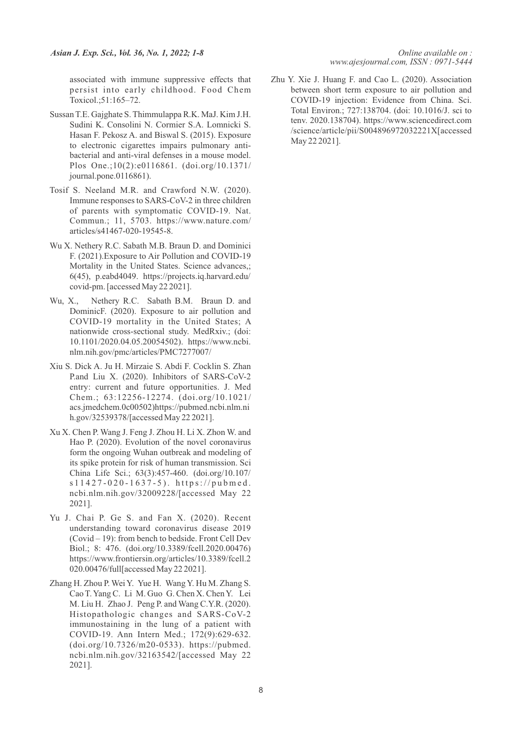associated with immune suppressive effects that persist into early childhood. Food Chem Toxicol.;51:165–72.

Sussan T.E. Gajghate S. Thimmulappa R.K. MaJ. Kim J.H. Sudini K. Consolini N. Cormier S.A. Lomnicki S. Hasan F. Pekosz A. and Biswal S. (2015). Exposure to electronic cigarettes impairs pulmonary anti-bacterial and anti-viral defenses in a mouse model. Plos One.;10(2):e0116861. (doi.org/10.1371/journal.pone.0116861).

Tosif S. Neeland M.R. and Crawford N.W. (2020). Immune responses to SARS-CoV-2 in three children of parents with symptomatic COVID-19. Nat. Commun.; 11, 5703. https://www.nature.com/articles/s41467-020-19545-8.

Wu X. Nethery R.C. Sabath M.B. Braun D. and Dominici F. (2021).Exposure to Air Pollution and COVID-19 Mortality in the United States. Science advances,; 6(45), p.eabd4049. https://projects.iq.harvard.edu/covid-pm. [accessed May 22 2021].

Wu, X., Nethery R.C. Sabath B.M. Braun D. and DominicF. (2020). Exposure to air pollution and COVID-19 mortality in the United States; A nationwide cross-sectional study. MedRxiv.; (doi: 10.1101/2020.04.05.20054502). https://www.ncbi.nlm.nih.gov/pmc/articles/PMC7277007/

Xiu S. Dick A. Ju H. Mirzaie S. Abdi F. Cocklin S. Zhan P.and Liu X. (2020). Inhibitors of SARS-CoV-2 entry: current and future opportunities. J. Med Chem.; 63:12256-12274. (doi.org/10.1021/acs.jmedchem.0c00502)https://pubmed.ncbi.nlm.nih.gov/32539378/[accessed May 22 2021].

Xu X. Chen P. Wang J. Feng J. Zhou H. Li X. Zhon W. and Hao P. (2020). Evolution of the novel coronavirus form the ongoing Wuhan outbreak and modeling of its spike protein for risk of human transmission. Sci China Life Sci.; 63(3):457-460. (doi.org/10.107/s11427-020-1637-5). https://pubmed.ncbi.nlm.nih.gov/32009228/[accessed May 22 2021].

Yu J. Chai P. Ge S. and Fan X. (2020). Recent understanding toward coronavirus disease 2019 (Covid – 19): from bench to bedside. Front Cell Dev Biol.; 8: 476. (doi.org/10.3389/fcell.2020.00476) https://www.frontiersin.org/articles/10.3389/fcell.2020.00476/full[accessed May 22 2021].

Zhang H. Zhou P. Wei Y. Yue H. Wang Y. Hu M. Zhang S. Cao T. Yang C. Li M. Guo G. Chen X. Chen Y. Lei M. Liu H. Zhao J. Peng P. and Wang C.Y.R. (2020). Histopathologic changes and SARS-CoV-2 immunostaining in the lung of a patient with COVID-19. Ann Intern Med.; 172(9):629-632. (doi.org/10.7326/m20-0533). https://pubmed.ncbi.nlm.nih.gov/32163542/[accessed May 22 2021].

Zhu Y. Xie J. Huang F. and Cao L. (2020). Association between short term exposure to air pollution and COVID-19 injection: Evidence from China. Sci. Total Environ.; 727:138704. (doi: 10.1016/J. sci to tenv. 2020.138704). https://www.sciencedirect.com/science/article/pii/S004896972032221X[accessed May 22 2021].